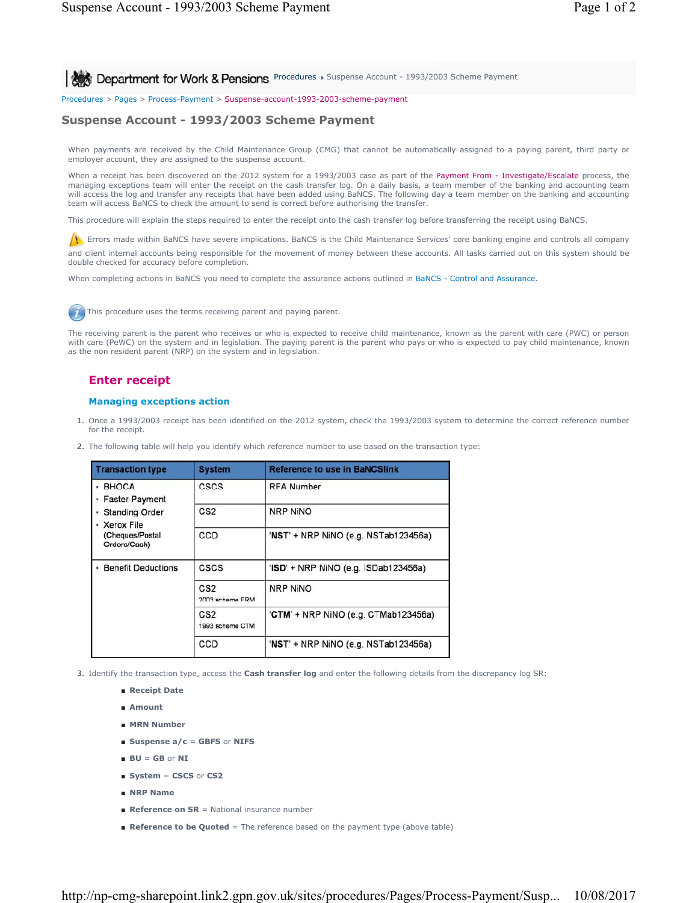Department for Work & Pensions Procedures › Suspense Account - 1993/2003 Scheme Payment

Procedures > Pages > Process-Payment > Suspense-account-1993-2003-scheme-payment

# Suspense Account - 1993/2003 Scheme Payment

When payments are received by the Child Maintenance Group (CMG) that cannot be automatically assigned to a paying parent, third party or employer account, they are assigned to the suspense account.

When a receipt has been discovered on the 2012 system for a 1993/2003 case as part of the Payment From - Investigate/Escalate process, the managing exceptions team will enter the receipt on the cash transfer log. On a daily basis, a team member of the banking and accounting team will access the log and transfer any receipts that have been added using BaNCS. The following day a team member on the banking and accounting team will access BaNCS to check the amount to send is correct before authorising the transfer.

This procedure will explain the steps required to enter the receipt onto the cash transfer log before transferring the receipt using BaNCS.

Errors made within BaNCS have severe implications. BaNCS is the Child Maintenance Services' core banking engine and controls all company and client internal accounts being responsible for the movement of money between these accounts. All tasks carried out on this system should be double checked for accuracy before completion.

When completing actions in BaNCS you need to complete the assurance actions outlined in BaNCS - Control and Assurance.

This procedure uses the terms receiving parent and paying parent.

The receiving parent is the parent who receives or who is expected to receive child maintenance, known as the parent with care (PWC) or person with care (PeWC) on the system and in legislation. The paying parent is the parent who pays or who is expected to pay child maintenance, known as the non resident parent (NRP) on the system and in legislation.

## Enter receipt

### Managing exceptions action

1. Once a 1993/2003 receipt has been identified on the 2012 system, check the 1993/2003 system to determine the correct reference number for the receipt.
2. The following table will help you identify which reference number to use based on the transaction type:

| Transaction type | System | Reference to use in BaNCSlink |
|---|---|---|
| • BHOCA<br>• Faster Payment<br>• Standing Order<br>• Xerox File (Cheques/Postal Orders/Cash) | CSCS | RFA Number |
| | CS2 | NRP NiNO |
| | CCD | 'NST' + NRP NiNO (e.g. NSTab123456a) |
| • Benefit Deductions | CSCS | 'ISD' + NRP NiNO (e.g. ISDab123456a) |
| | CS2 2003 scheme FRM | NRP NiNO |
| | CS2 1993 scheme CTM | 'CTM' + NRP NiNO (e.g. CTMab123456a) |
| | CCD | 'NST' + NRP NiNO (e.g. NSTab123456a) |

3. Identify the transaction type, access the **Cash transfer log** and enter the following details from the discrepancy log SR:
   - **Receipt Date**
   - **Amount**
   - **MRN Number**
   - **Suspense a/c** = **GBFS** or **NIFS**
   - **BU** = **GB** or **NI**
   - **System** = **CSCS** or **CS2**
   - **NRP Name**
   - **Reference on SR** = National insurance number
   - **Reference to be Quoted** = The reference based on the payment type (above table)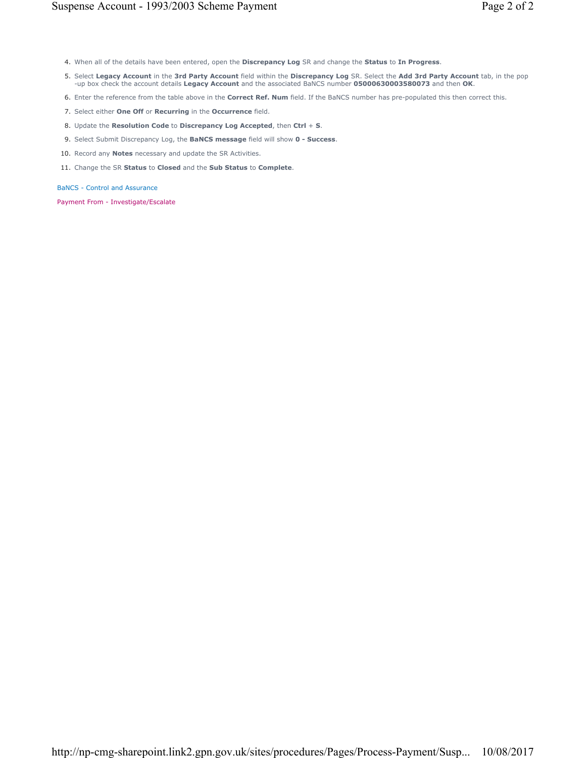4. When all of the details have been entered, open the **Discrepancy Log** SR and change the **Status** to **In Progress**.
5. Select **Legacy Account** in the **3rd Party Account** field within the **Discrepancy Log** SR. Select the **Add 3rd Party Account** tab, in the pop -up box check the account details **Legacy Account** and the associated BaNCS number **05000630003580073** and then **OK**.
6. Enter the reference from the table above in the **Correct Ref. Num** field. If the BaNCS number has pre-populated this then correct this.
7. Select either **One Off** or **Recurring** in the **Occurrence** field.
8. Update the **Resolution Code** to **Discrepancy Log Accepted**, then **Ctrl** + **S**.
9. Select Submit Discrepancy Log, the **BaNCS message** field will show **0 - Success**.
10. Record any **Notes** necessary and update the SR Activities.
11. Change the SR **Status** to **Closed** and the **Sub Status** to **Complete**.

BaNCS - Control and Assurance

Payment From - Investigate/Escalate